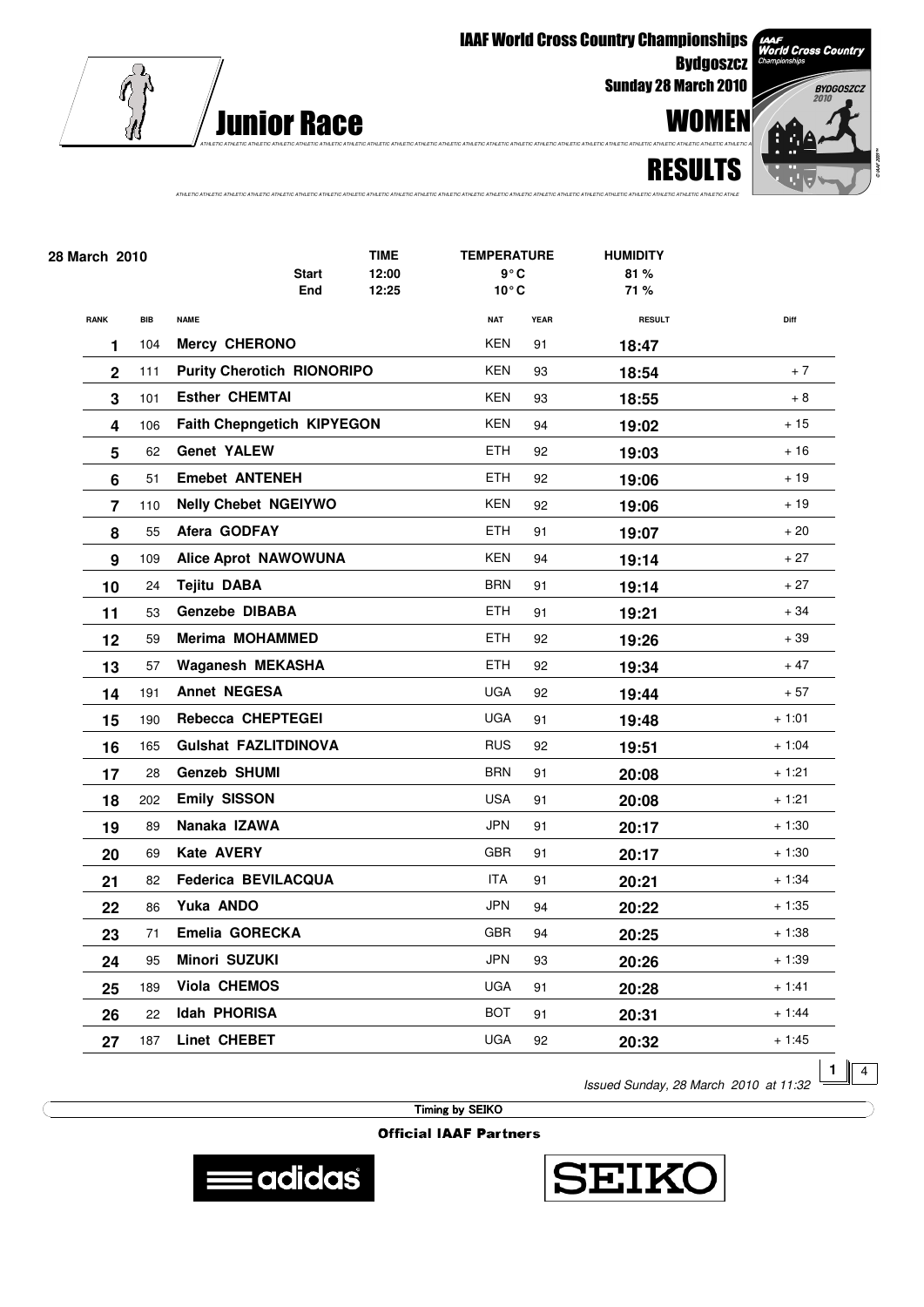# IAAF World Cross Country Championships

**Bydgoszcz**

**Sunday 28 March 2010**

## Junior Race

## WOMEN

## RESULTS

| 28 March 2010 | | TIME | TEMPERATURE | HUMIDITY |
|---|---|---|---|---|
| | Start | 12:00 | 9° C | 81 % |
| | End | 12:25 | 10° C | 71 % |

| RANK | BIB | NAME | NAT | YEAR | RESULT | Diff |
|---|---|---|---|---|---|---|
| 1 | 104 | **Mercy CHERONO** | KEN | 91 | **18:47** | |
| 2 | 111 | **Purity Cherotich RIONORIPO** | KEN | 93 | **18:54** | + 7 |
| 3 | 101 | **Esther CHEMTAI** | KEN | 93 | **18:55** | + 8 |
| 4 | 106 | **Faith Chepngetich KIPYEGON** | KEN | 94 | **19:02** | + 15 |
| 5 | 62 | **Genet YALEW** | ETH | 92 | **19:03** | + 16 |
| 6 | 51 | **Emebet ANTENEH** | ETH | 92 | **19:06** | + 19 |
| 7 | 110 | **Nelly Chebet NGEIYWO** | KEN | 92 | **19:06** | + 19 |
| 8 | 55 | **Afera GODFAY** | ETH | 91 | **19:07** | + 20 |
| 9 | 109 | **Alice Aprot NAWOWUNA** | KEN | 94 | **19:14** | + 27 |
| 10 | 24 | **Tejitu DABA** | BRN | 91 | **19:14** | + 27 |
| 11 | 53 | **Genzebe DIBABA** | ETH | 91 | **19:21** | + 34 |
| 12 | 59 | **Merima MOHAMMED** | ETH | 92 | **19:26** | + 39 |
| 13 | 57 | **Waganesh MEKASHA** | ETH | 92 | **19:34** | + 47 |
| 14 | 191 | **Annet NEGESA** | UGA | 92 | **19:44** | + 57 |
| 15 | 190 | **Rebecca CHEPTEGEI** | UGA | 91 | **19:48** | + 1:01 |
| 16 | 165 | **Gulshat FAZLITDINOVA** | RUS | 92 | **19:51** | + 1:04 |
| 17 | 28 | **Genzeb SHUMI** | BRN | 91 | **20:08** | + 1:21 |
| 18 | 202 | **Emily SISSON** | USA | 91 | **20:08** | + 1:21 |
| 19 | 89 | **Nanaka IZAWA** | JPN | 91 | **20:17** | + 1:30 |
| 20 | 69 | **Kate AVERY** | GBR | 91 | **20:17** | + 1:30 |
| 21 | 82 | **Federica BEVILACQUA** | ITA | 91 | **20:21** | + 1:34 |
| 22 | 86 | **Yuka ANDO** | JPN | 94 | **20:22** | + 1:35 |
| 23 | 71 | **Emelia GORECKA** | GBR | 94 | **20:25** | + 1:38 |
| 24 | 95 | **Minori SUZUKI** | JPN | 93 | **20:26** | + 1:39 |
| 25 | 189 | **Viola CHEMOS** | UGA | 91 | **20:28** | + 1:41 |
| 26 | 22 | **Idah PHORISA** | BOT | 91 | **20:31** | + 1:44 |
| 27 | 187 | **Linet CHEBET** | UGA | 92 | **20:32** | + 1:45 |

*Issued Sunday, 28 March 2010 at 11:32*

Timing by SEIKO

**Official IAAF Partners**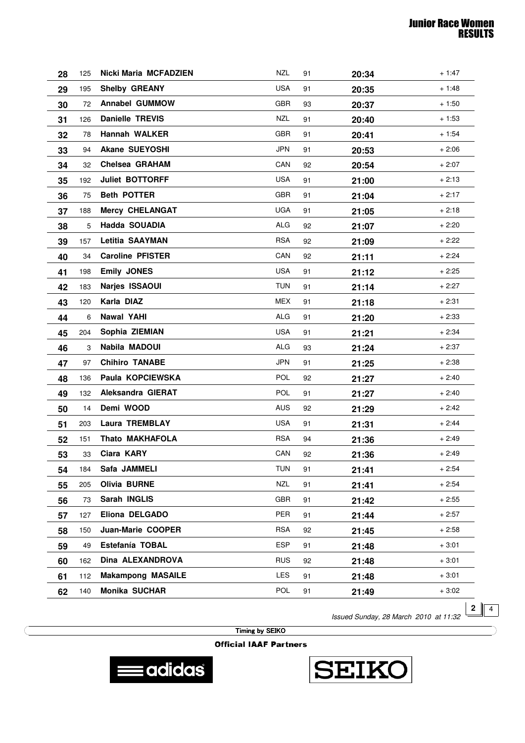# Junior Race Women RESULTS

| | | | | | | |
|---|---|---|---|---|---|---|
| 28 | 125 | Nicki Maria MCFADZIEN | NZL | 91 | 20:34 | + 1:47 |
| 29 | 195 | Shelby GREANY | USA | 91 | 20:35 | + 1:48 |
| 30 | 72 | Annabel GUMMOW | GBR | 93 | 20:37 | + 1:50 |
| 31 | 126 | Danielle TREVIS | NZL | 91 | 20:40 | + 1:53 |
| 32 | 78 | Hannah WALKER | GBR | 91 | 20:41 | + 1:54 |
| 33 | 94 | Akane SUEYOSHI | JPN | 91 | 20:53 | + 2:06 |
| 34 | 32 | Chelsea GRAHAM | CAN | 92 | 20:54 | + 2:07 |
| 35 | 192 | Juliet BOTTORFF | USA | 91 | 21:00 | + 2:13 |
| 36 | 75 | Beth POTTER | GBR | 91 | 21:04 | + 2:17 |
| 37 | 188 | Mercy CHELANGAT | UGA | 91 | 21:05 | + 2:18 |
| 38 | 5 | Hadda SOUADIA | ALG | 92 | 21:07 | + 2:20 |
| 39 | 157 | Letitia SAAYMAN | RSA | 92 | 21:09 | + 2:22 |
| 40 | 34 | Caroline PFISTER | CAN | 92 | 21:11 | + 2:24 |
| 41 | 198 | Emily JONES | USA | 91 | 21:12 | + 2:25 |
| 42 | 183 | Narjes ISSAOUI | TUN | 91 | 21:14 | + 2:27 |
| 43 | 120 | Karla DIAZ | MEX | 91 | 21:18 | + 2:31 |
| 44 | 6 | Nawal YAHI | ALG | 91 | 21:20 | + 2:33 |
| 45 | 204 | Sophia ZIEMIAN | USA | 91 | 21:21 | + 2:34 |
| 46 | 3 | Nabila MADOUI | ALG | 93 | 21:24 | + 2:37 |
| 47 | 97 | Chihiro TANABE | JPN | 91 | 21:25 | + 2:38 |
| 48 | 136 | Paula KOPCIEWSKA | POL | 92 | 21:27 | + 2:40 |
| 49 | 132 | Aleksandra GIERAT | POL | 91 | 21:27 | + 2:40 |
| 50 | 14 | Demi WOOD | AUS | 92 | 21:29 | + 2:42 |
| 51 | 203 | Laura TREMBLAY | USA | 91 | 21:31 | + 2:44 |
| 52 | 151 | Thato MAKHAFOLA | RSA | 94 | 21:36 | + 2:49 |
| 53 | 33 | Ciara KARY | CAN | 92 | 21:36 | + 2:49 |
| 54 | 184 | Safa JAMMELI | TUN | 91 | 21:41 | + 2:54 |
| 55 | 205 | Olivia BURNE | NZL | 91 | 21:41 | + 2:54 |
| 56 | 73 | Sarah INGLIS | GBR | 91 | 21:42 | + 2:55 |
| 57 | 127 | Eliona DELGADO | PER | 91 | 21:44 | + 2:57 |
| 58 | 150 | Juan-Marie COOPER | RSA | 92 | 21:45 | + 2:58 |
| 59 | 49 | Estefanía TOBAL | ESP | 91 | 21:48 | + 3:01 |
| 60 | 162 | Dina ALEXANDROVA | RUS | 92 | 21:48 | + 3:01 |
| 61 | 112 | Makampong MASAILE | LES | 91 | 21:48 | + 3:01 |
| 62 | 140 | Monika SUCHAR | POL | 91 | 21:49 | + 3:02 |

*Issued Sunday, 28 March 2010 at 11:32*

Timing by SEIKO

Official IAAF Partners

adidas SEIKO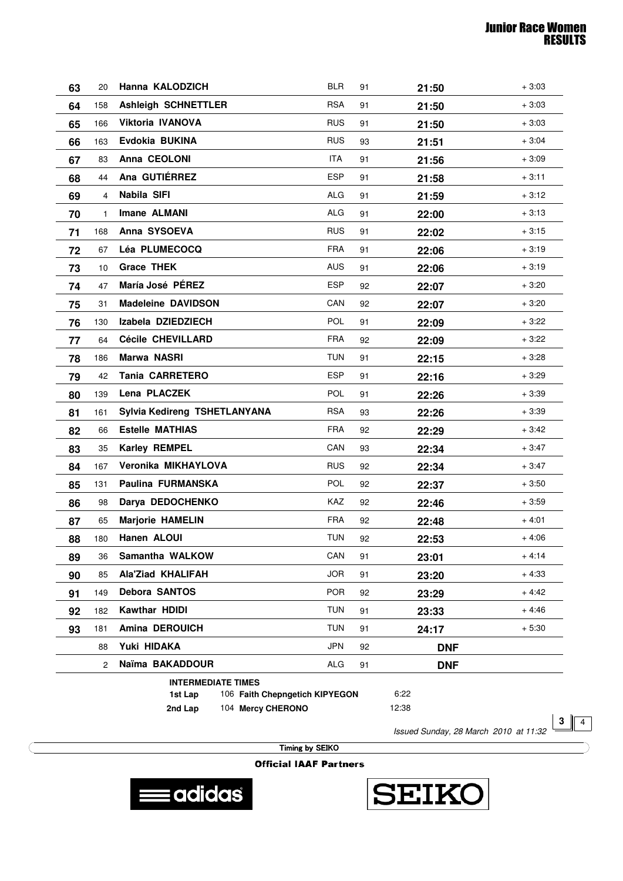# Junior Race Women
## RESULTS

| | | | | | | |
|---|---|---|---|---|---|---|
| 63 | 20 | Hanna KALODZICH | BLR | 91 | 21:50 | + 3:03 |
| 64 | 158 | Ashleigh SCHNETTLER | RSA | 91 | 21:50 | + 3:03 |
| 65 | 166 | Viktoria IVANOVA | RUS | 91 | 21:50 | + 3:03 |
| 66 | 163 | Evdokia BUKINA | RUS | 93 | 21:51 | + 3:04 |
| 67 | 83 | Anna CEOLONI | ITA | 91 | 21:56 | + 3:09 |
| 68 | 44 | Ana GUTIÉRREZ | ESP | 91 | 21:58 | + 3:11 |
| 69 | 4 | Nabila SIFI | ALG | 91 | 21:59 | + 3:12 |
| 70 | 1 | Imane ALMANI | ALG | 91 | 22:00 | + 3:13 |
| 71 | 168 | Anna SYSOEVA | RUS | 91 | 22:02 | + 3:15 |
| 72 | 67 | Léa PLUMECOCQ | FRA | 91 | 22:06 | + 3:19 |
| 73 | 10 | Grace THEK | AUS | 91 | 22:06 | + 3:19 |
| 74 | 47 | María José PÉREZ | ESP | 92 | 22:07 | + 3:20 |
| 75 | 31 | Madeleine DAVIDSON | CAN | 92 | 22:07 | + 3:20 |
| 76 | 130 | Izabela DZIEDZIECH | POL | 91 | 22:09 | + 3:22 |
| 77 | 64 | Cécile CHEVILLARD | FRA | 92 | 22:09 | + 3:22 |
| 78 | 186 | Marwa NASRI | TUN | 91 | 22:15 | + 3:28 |
| 79 | 42 | Tania CARRETERO | ESP | 91 | 22:16 | + 3:29 |
| 80 | 139 | Lena PLACZEK | POL | 91 | 22:26 | + 3:39 |
| 81 | 161 | Sylvia Kedireng TSHETLANYANA | RSA | 93 | 22:26 | + 3:39 |
| 82 | 66 | Estelle MATHIAS | FRA | 92 | 22:29 | + 3:42 |
| 83 | 35 | Karley REMPEL | CAN | 93 | 22:34 | + 3:47 |
| 84 | 167 | Veronika MIKHAYLOVA | RUS | 92 | 22:34 | + 3:47 |
| 85 | 131 | Paulina FURMANSKA | POL | 92 | 22:37 | + 3:50 |
| 86 | 98 | Darya DEDOCHENKO | KAZ | 92 | 22:46 | + 3:59 |
| 87 | 65 | Marjorie HAMELIN | FRA | 92 | 22:48 | + 4:01 |
| 88 | 180 | Hanen ALOUI | TUN | 92 | 22:53 | + 4:06 |
| 89 | 36 | Samantha WALKOW | CAN | 91 | 23:01 | + 4:14 |
| 90 | 85 | Ala'Ziad KHALIFAH | JOR | 91 | 23:20 | + 4:33 |
| 91 | 149 | Debora SANTOS | POR | 92 | 23:29 | + 4:42 |
| 92 | 182 | Kawthar HDIDI | TUN | 91 | 23:33 | + 4:46 |
| 93 | 181 | Amina DEROUICH | TUN | 91 | 24:17 | + 5:30 |
| | 88 | Yuki HIDAKA | JPN | 92 | DNF | |
| | 2 | Naïma BAKADDOUR | ALG | 91 | DNF | |

**INTERMEDIATE TIMES**

| | | | |
|---|---|---|---|
| 1st Lap | 106 | Faith Chepngetich KIPYEGON | 6:22 |
| 2nd Lap | 104 | Mercy CHERONO | 12:38 |

*Issued Sunday, 28 March 2010 at 11:32*

Timing by SEIKO

Official IAAF Partners